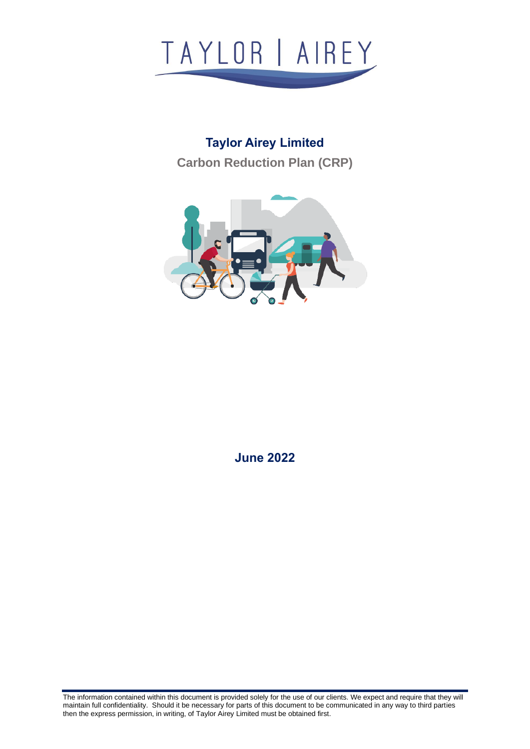TAYLOR | AIREY

# Taylor Airey Limited

## Carbon Reduction Plan (CRP)

**June 2022**

The information contained within this document is provided solely for the use of our clients. We expect and require that they will maintain full confidentiality. Should it be necessary for parts of this document to be communicated in any way to third parties then the express permission, in writing, of Taylor Airey Limited must be obtained first.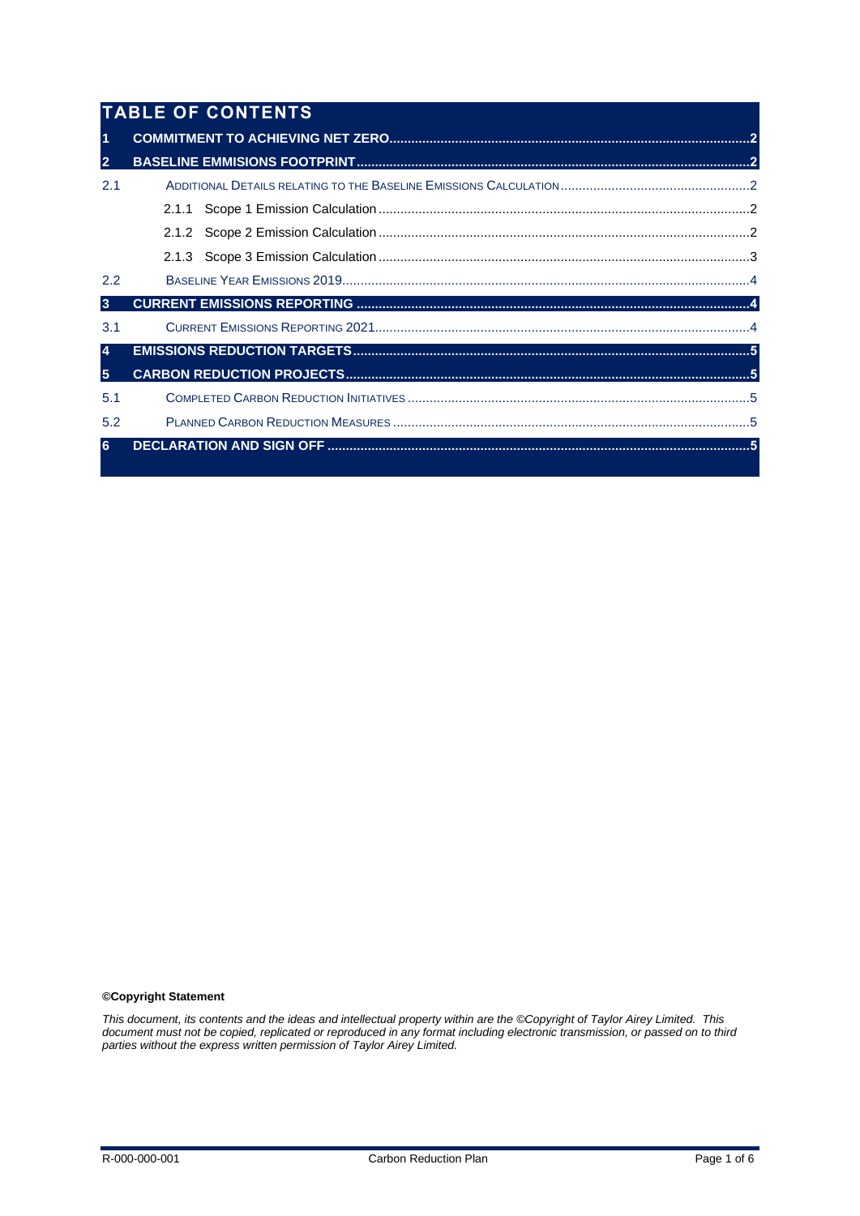# TABLE OF CONTENTS

| | | |
|---|---|---|
| **1** | **COMMITMENT TO ACHIEVING NET ZERO** | **2** |
| **2** | **BASELINE EMMISIONS FOOTPRINT** | **2** |
| 2.1 | ADDITIONAL DETAILS RELATING TO THE BASELINE EMISSIONS CALCULATION | 2 |
| | 2.1.1 Scope 1 Emission Calculation | 2 |
| | 2.1.2 Scope 2 Emission Calculation | 2 |
| | 2.1.3 Scope 3 Emission Calculation | 3 |
| 2.2 | BASELINE YEAR EMISSIONS 2019 | 4 |
| **3** | **CURRENT EMISSIONS REPORTING** | **4** |
| 3.1 | CURRENT EMISSIONS REPORTING 2021 | 4 |
| **4** | **EMISSIONS REDUCTION TARGETS** | **5** |
| **5** | **CARBON REDUCTION PROJECTS** | **5** |
| 5.1 | COMPLETED CARBON REDUCTION INITIATIVES | 5 |
| 5.2 | PLANNED CARBON REDUCTION MEASURES | 5 |
| **6** | **DECLARATION AND SIGN OFF** | **5** |

**©Copyright Statement**

*This document, its contents and the ideas and intellectual property within are the ©Copyright of Taylor Airey Limited. This document must not be copied, replicated or reproduced in any format including electronic transmission, or passed on to third parties without the express written permission of Taylor Airey Limited.*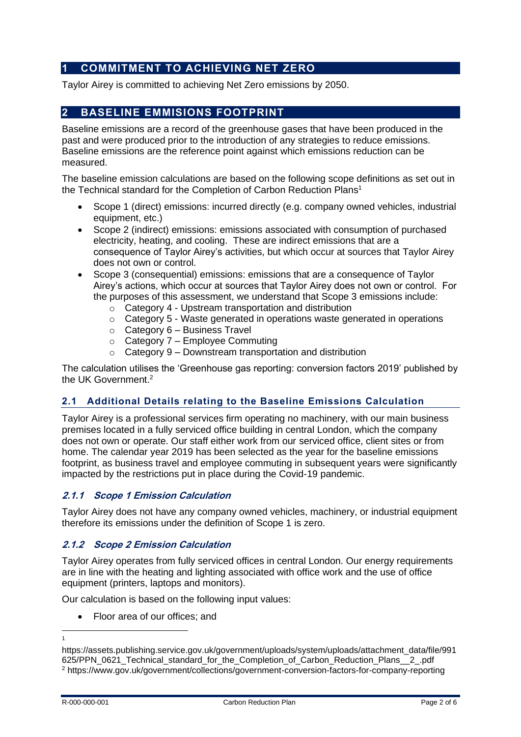## 1 COMMITMENT TO ACHIEVING NET ZERO

Taylor Airey is committed to achieving Net Zero emissions by 2050.

## 2 BASELINE EMMISIONS FOOTPRINT

Baseline emissions are a record of the greenhouse gases that have been produced in the past and were produced prior to the introduction of any strategies to reduce emissions. Baseline emissions are the reference point against which emissions reduction can be measured.

The baseline emission calculations are based on the following scope definitions as set out in the Technical standard for the Completion of Carbon Reduction Plans[1]

- Scope 1 (direct) emissions: incurred directly (e.g. company owned vehicles, industrial equipment, etc.)
- Scope 2 (indirect) emissions: emissions associated with consumption of purchased electricity, heating, and cooling. These are indirect emissions that are a consequence of Taylor Airey's activities, but which occur at sources that Taylor Airey does not own or control.
- Scope 3 (consequential) emissions: emissions that are a consequence of Taylor Airey's actions, which occur at sources that Taylor Airey does not own or control. For the purposes of this assessment, we understand that Scope 3 emissions include:
  - Category 4 - Upstream transportation and distribution
  - Category 5 - Waste generated in operations waste generated in operations
  - Category 6 – Business Travel
  - Category 7 – Employee Commuting
  - Category 9 – Downstream transportation and distribution

The calculation utilises the 'Greenhouse gas reporting: conversion factors 2019' published by the UK Government.[2]

### 2.1 Additional Details relating to the Baseline Emissions Calculation

Taylor Airey is a professional services firm operating no machinery, with our main business premises located in a fully serviced office building in central London, which the company does not own or operate. Our staff either work from our serviced office, client sites or from home. The calendar year 2019 has been selected as the year for the baseline emissions footprint, as business travel and employee commuting in subsequent years were significantly impacted by the restrictions put in place during the Covid-19 pandemic.

#### *2.1.1 Scope 1 Emission Calculation*

Taylor Airey does not have any company owned vehicles, machinery, or industrial equipment therefore its emissions under the definition of Scope 1 is zero.

#### *2.1.2 Scope 2 Emission Calculation*

Taylor Airey operates from fully serviced offices in central London. Our energy requirements are in line with the heating and lighting associated with office work and the use of office equipment (printers, laptops and monitors).

Our calculation is based on the following input values:

- Floor area of our offices; and

---

[1] https://assets.publishing.service.gov.uk/government/uploads/system/uploads/attachment_data/file/991625/PPN_0621_Technical_standard_for_the_Completion_of_Carbon_Reduction_Plans__2_.pdf

[2] https://www.gov.uk/government/collections/government-conversion-factors-for-company-reporting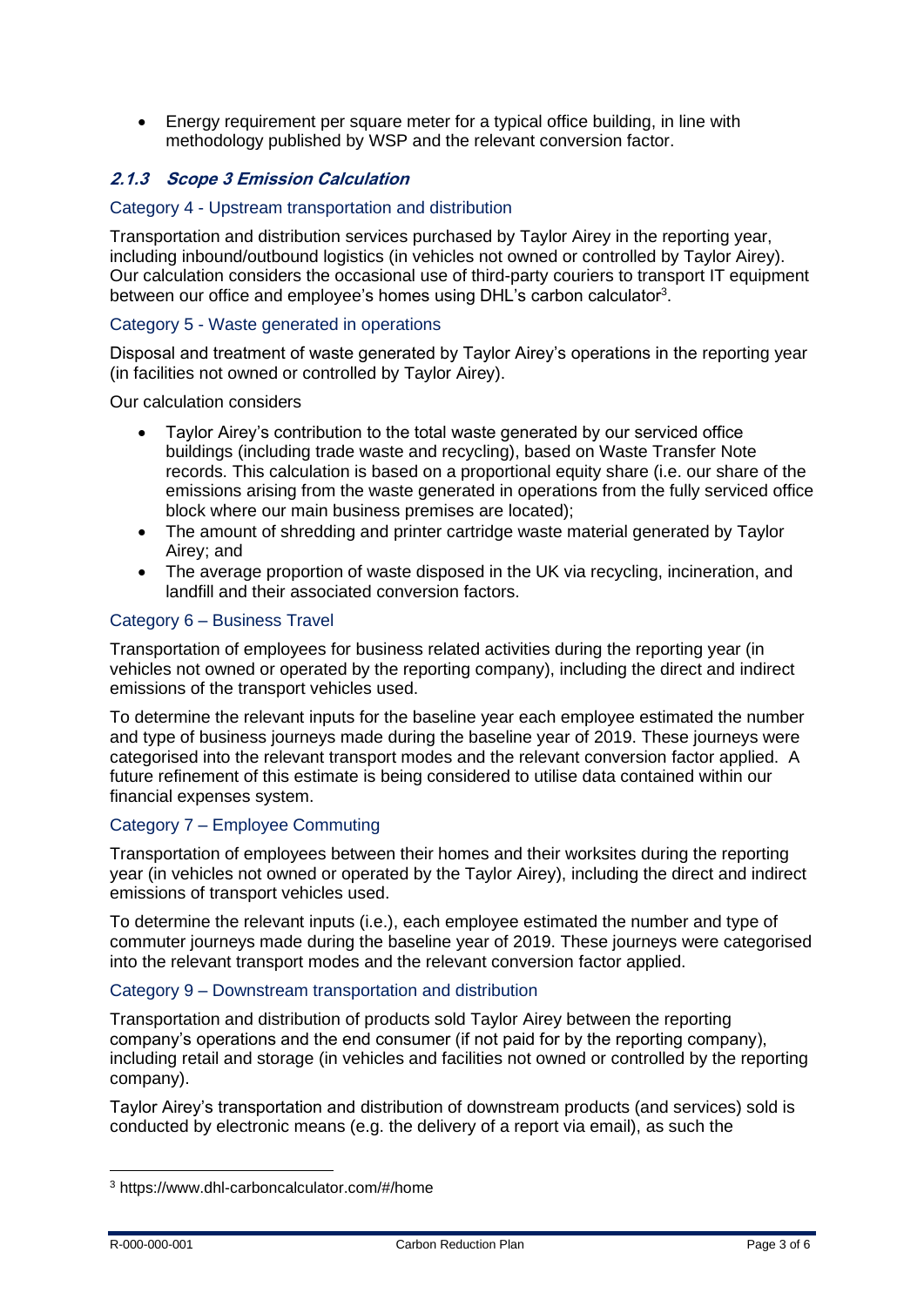- Energy requirement per square meter for a typical office building, in line with methodology published by WSP and the relevant conversion factor.

### *2.1.3 Scope 3 Emission Calculation*

#### Category 4 - Upstream transportation and distribution

Transportation and distribution services purchased by Taylor Airey in the reporting year, including inbound/outbound logistics (in vehicles not owned or controlled by Taylor Airey). Our calculation considers the occasional use of third-party couriers to transport IT equipment between our office and employee's homes using DHL's carbon calculator[3].

#### Category 5 - Waste generated in operations

Disposal and treatment of waste generated by Taylor Airey's operations in the reporting year (in facilities not owned or controlled by Taylor Airey).

Our calculation considers

- Taylor Airey's contribution to the total waste generated by our serviced office buildings (including trade waste and recycling), based on Waste Transfer Note records. This calculation is based on a proportional equity share (i.e. our share of the emissions arising from the waste generated in operations from the fully serviced office block where our main business premises are located);
- The amount of shredding and printer cartridge waste material generated by Taylor Airey; and
- The average proportion of waste disposed in the UK via recycling, incineration, and landfill and their associated conversion factors.

#### Category 6 – Business Travel

Transportation of employees for business related activities during the reporting year (in vehicles not owned or operated by the reporting company), including the direct and indirect emissions of the transport vehicles used.

To determine the relevant inputs for the baseline year each employee estimated the number and type of business journeys made during the baseline year of 2019. These journeys were categorised into the relevant transport modes and the relevant conversion factor applied. A future refinement of this estimate is being considered to utilise data contained within our financial expenses system.

#### Category 7 – Employee Commuting

Transportation of employees between their homes and their worksites during the reporting year (in vehicles not owned or operated by the Taylor Airey), including the direct and indirect emissions of transport vehicles used.

To determine the relevant inputs (i.e.), each employee estimated the number and type of commuter journeys made during the baseline year of 2019. These journeys were categorised into the relevant transport modes and the relevant conversion factor applied.

#### Category 9 – Downstream transportation and distribution

Transportation and distribution of products sold Taylor Airey between the reporting company's operations and the end consumer (if not paid for by the reporting company), including retail and storage (in vehicles and facilities not owned or controlled by the reporting company).

Taylor Airey's transportation and distribution of downstream products (and services) sold is conducted by electronic means (e.g. the delivery of a report via email), as such the

[3] https://www.dhl-carboncalculator.com/#/home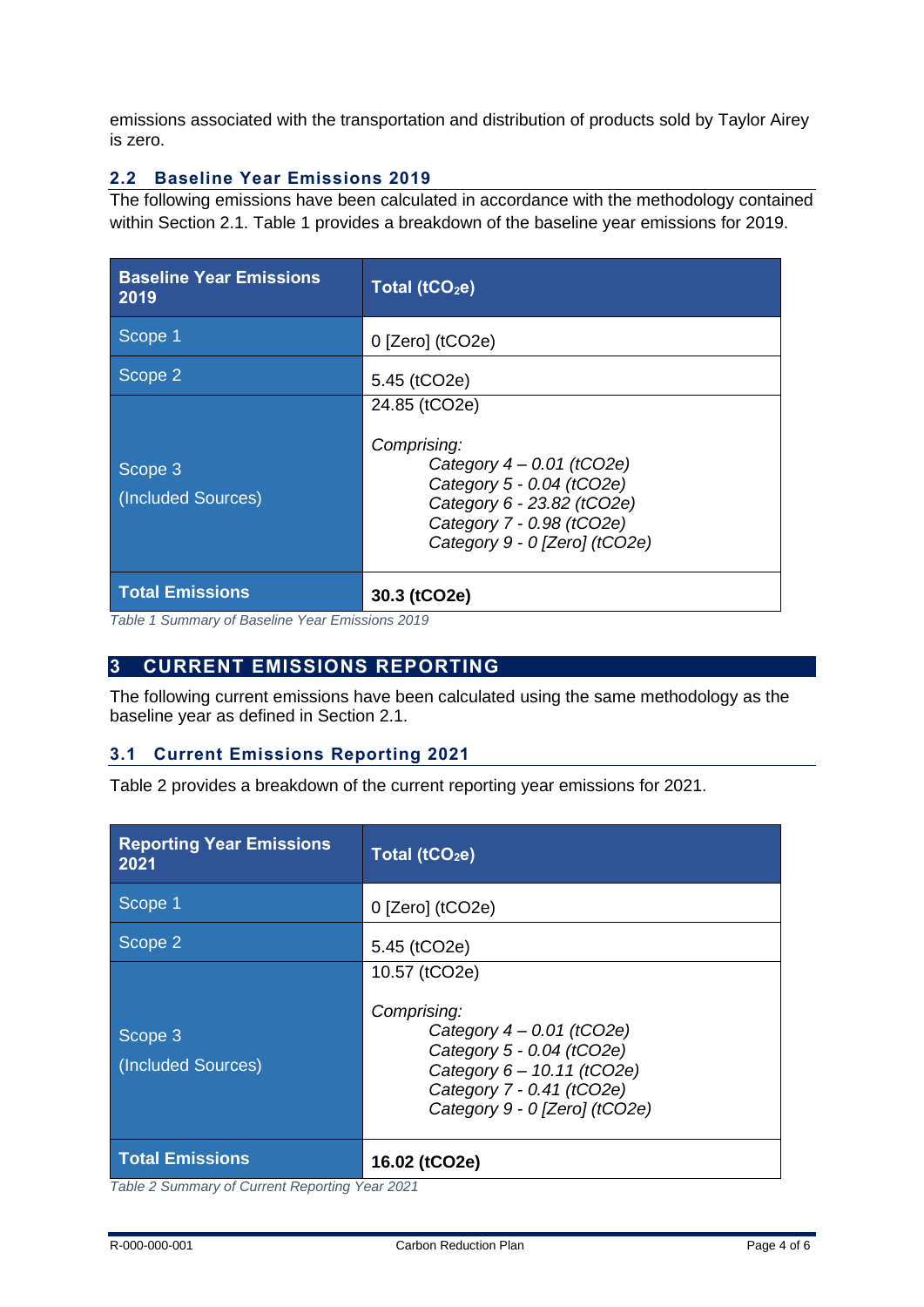emissions associated with the transportation and distribution of products sold by Taylor Airey is zero.

## 2.2 Baseline Year Emissions 2019

The following emissions have been calculated in accordance with the methodology contained within Section 2.1. Table 1 provides a breakdown of the baseline year emissions for 2019.

| Baseline Year Emissions 2019 | Total ($tCO_2e$) |
|---|---|
| Scope 1 | 0 [Zero] (tCO2e) |
| Scope 2 | 5.45 (tCO2e) |
| Scope 3 (Included Sources) | 24.85 (tCO2e) <br><br> *Comprising:* <br> *Category 4 – 0.01 (tCO2e)* <br> *Category 5 - 0.04 (tCO2e)* <br> *Category 6 - 23.82 (tCO2e)* <br> *Category 7 - 0.98 (tCO2e)* <br> *Category 9 - 0 [Zero] (tCO2e)* |
| **Total Emissions** | **30.3 (tCO2e)** |

*Table 1 Summary of Baseline Year Emissions 2019*

# 3 CURRENT EMISSIONS REPORTING

The following current emissions have been calculated using the same methodology as the baseline year as defined in Section 2.1.

## 3.1 Current Emissions Reporting 2021

Table 2 provides a breakdown of the current reporting year emissions for 2021.

| Reporting Year Emissions 2021 | Total ($tCO_2e$) |
|---|---|
| Scope 1 | 0 [Zero] (tCO2e) |
| Scope 2 | 5.45 (tCO2e) |
| Scope 3 (Included Sources) | 10.57 (tCO2e) <br><br> *Comprising:* <br> *Category 4 – 0.01 (tCO2e)* <br> *Category 5 - 0.04 (tCO2e)* <br> *Category 6 – 10.11 (tCO2e)* <br> *Category 7 - 0.41 (tCO2e)* <br> *Category 9 - 0 [Zero] (tCO2e)* |
| **Total Emissions** | **16.02 (tCO2e)** |

*Table 2 Summary of Current Reporting Year 2021*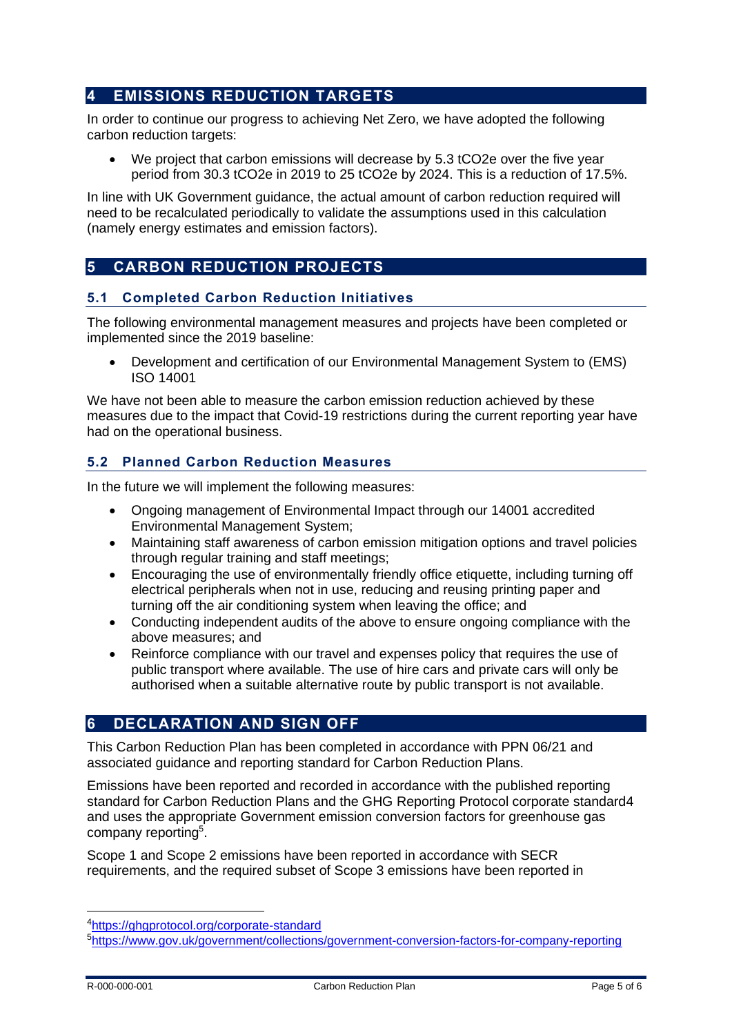## 4 EMISSIONS REDUCTION TARGETS

In order to continue our progress to achieving Net Zero, we have adopted the following carbon reduction targets:

- We project that carbon emissions will decrease by 5.3 tCO2e over the five year period from 30.3 tCO2e in 2019 to 25 tCO2e by 2024. This is a reduction of 17.5%.

In line with UK Government guidance, the actual amount of carbon reduction required will need to be recalculated periodically to validate the assumptions used in this calculation (namely energy estimates and emission factors).

## 5 CARBON REDUCTION PROJECTS

### 5.1 Completed Carbon Reduction Initiatives

The following environmental management measures and projects have been completed or implemented since the 2019 baseline:

- Development and certification of our Environmental Management System to (EMS) ISO 14001

We have not been able to measure the carbon emission reduction achieved by these measures due to the impact that Covid-19 restrictions during the current reporting year have had on the operational business.

### 5.2 Planned Carbon Reduction Measures

In the future we will implement the following measures:

- Ongoing management of Environmental Impact through our 14001 accredited Environmental Management System;
- Maintaining staff awareness of carbon emission mitigation options and travel policies through regular training and staff meetings;
- Encouraging the use of environmentally friendly office etiquette, including turning off electrical peripherals when not in use, reducing and reusing printing paper and turning off the air conditioning system when leaving the office; and
- Conducting independent audits of the above to ensure ongoing compliance with the above measures; and
- Reinforce compliance with our travel and expenses policy that requires the use of public transport where available. The use of hire cars and private cars will only be authorised when a suitable alternative route by public transport is not available.

## 6 DECLARATION AND SIGN OFF

This Carbon Reduction Plan has been completed in accordance with PPN 06/21 and associated guidance and reporting standard for Carbon Reduction Plans.

Emissions have been reported and recorded in accordance with the published reporting standard for Carbon Reduction Plans and the GHG Reporting Protocol corporate standard4 and uses the appropriate Government emission conversion factors for greenhouse gas company reporting[5].

Scope 1 and Scope 2 emissions have been reported in accordance with SECR requirements, and the required subset of Scope 3 emissions have been reported in

---

[4] https://ghgprotocol.org/corporate-standard

[5] https://www.gov.uk/government/collections/government-conversion-factors-for-company-reporting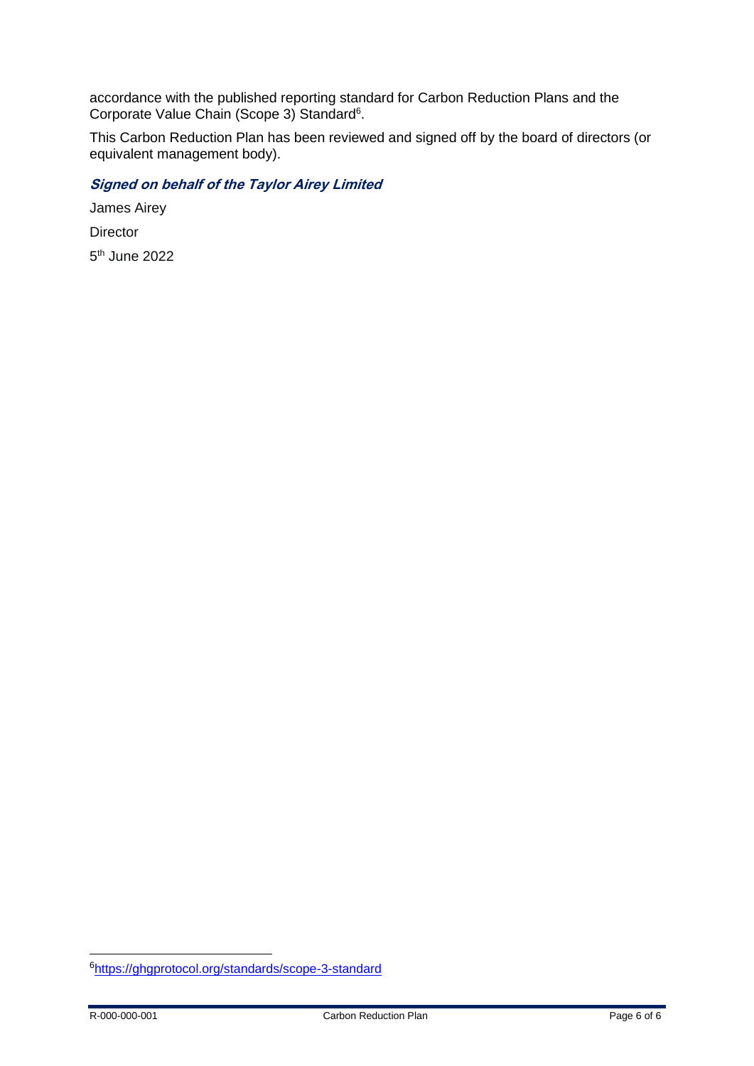accordance with the published reporting standard for Carbon Reduction Plans and the Corporate Value Chain (Scope 3) Standard[6].

This Carbon Reduction Plan has been reviewed and signed off by the board of directors (or equivalent management body).

***Signed on behalf of the Taylor Airey Limited***

James Airey

Director

5th June 2022

[6]https://ghgprotocol.org/standards/scope-3-standard